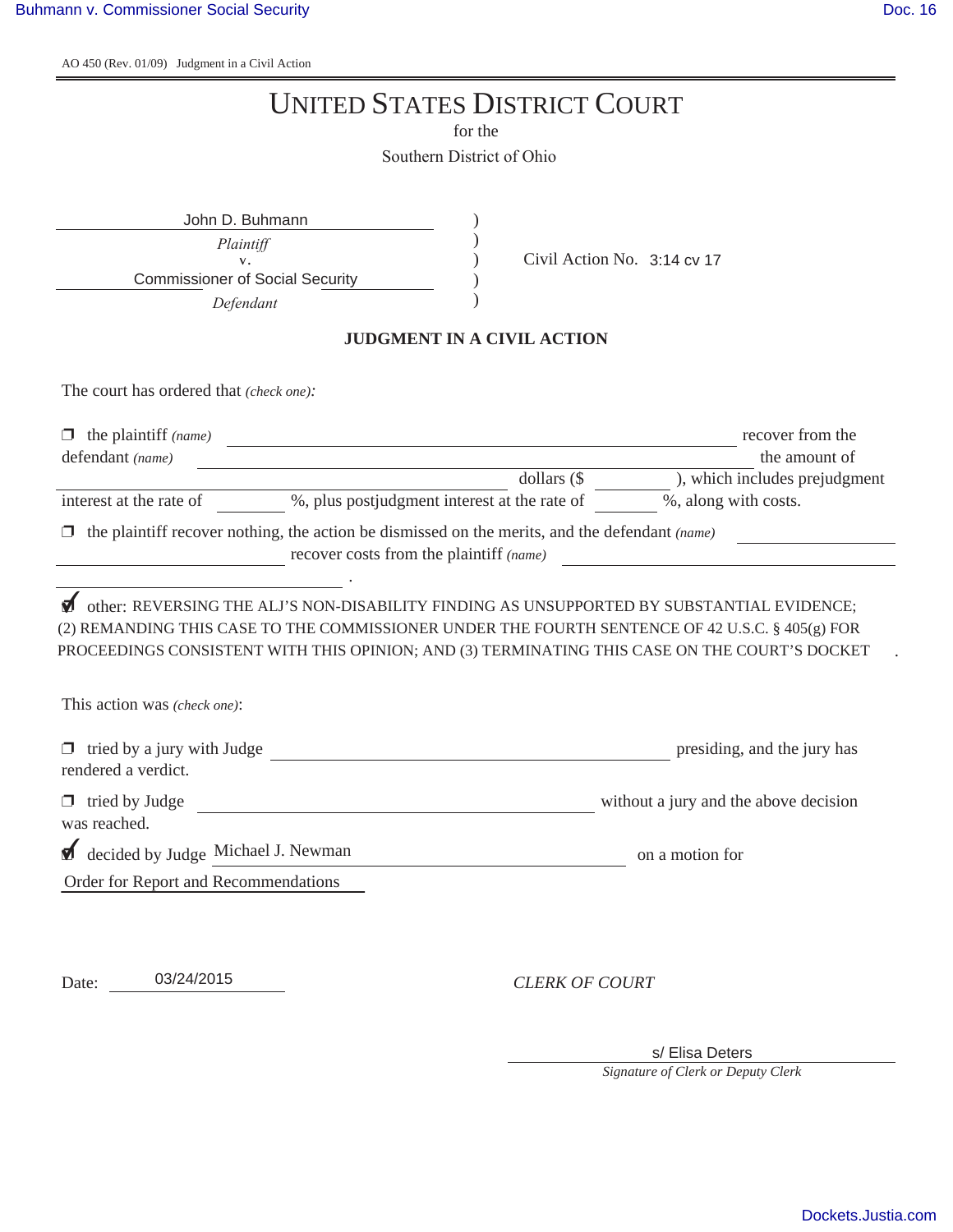AO 450 (Rev. 01/09) Judgment in a Civil Action

# UNITED STATES DISTRICT COURT

for the

Southern District of Ohio

John D. Buhmann
*Plaintiff*
v.
Commissioner of Social Security
*Defendant*

Civil Action No. 3:14 cv 17

## JUDGMENT IN A CIVIL ACTION

The court has ordered that *(check one)*:

❐ the plaintiff *(name)* ______________________ recover from the defendant *(name)* ______________________ the amount of ______________________ dollars ($ ________ ), which includes prejudgment interest at the rate of ________ %, plus postjudgment interest at the rate of ________ %, along with costs.

❐ the plaintiff recover nothing, the action be dismissed on the merits, and the defendant *(name)* ______________________ recover costs from the plaintiff *(name)* ______________________ .

☑ other: REVERSING THE ALJ'S NON-DISABILITY FINDING AS UNSUPPORTED BY SUBSTANTIAL EVIDENCE; (2) REMANDING THIS CASE TO THE COMMISSIONER UNDER THE FOURTH SENTENCE OF 42 U.S.C. § 405(g) FOR PROCEEDINGS CONSISTENT WITH THIS OPINION; AND (3) TERMINATING THIS CASE ON THE COURT'S DOCKET .

This action was *(check one)*:

❐ tried by a jury with Judge ______________________ presiding, and the jury has rendered a verdict.

❐ tried by Judge ______________________ without a jury and the above decision was reached.

☑ decided by Judge Michael J. Newman on a motion for Order for Report and Recommendations

Date: 03/24/2015

*CLERK OF COURT*

s/ Elisa Deters
*Signature of Clerk or Deputy Clerk*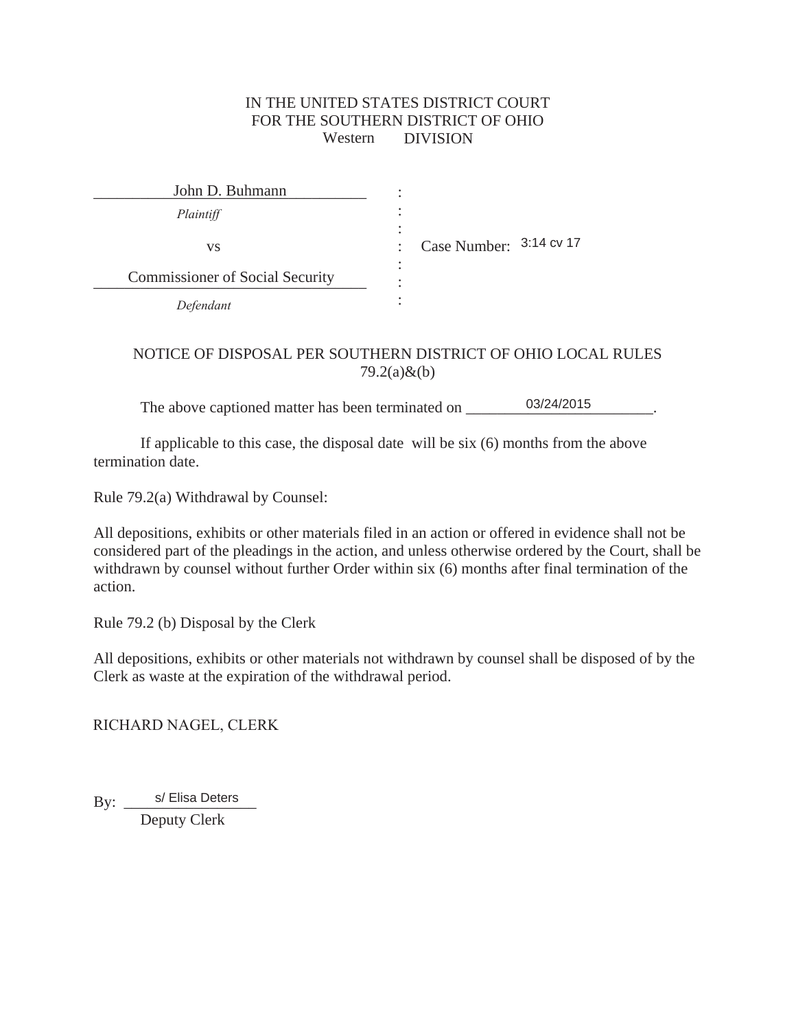IN THE UNITED STATES DISTRICT COURT
FOR THE SOUTHERN DISTRICT OF OHIO
Western DIVISION

| | | |
|---|---|---|
| John D. Buhmann<br>*Plaintiff* | : | |
| vs | : | Case Number: 3:14 cv 17 |
| Commissioner of Social Security<br>*Defendant* | : | |

## NOTICE OF DISPOSAL PER SOUTHERN DISTRICT OF OHIO LOCAL RULES 79.2(a)&(b)

The above captioned matter has been terminated on 03/24/2015.

If applicable to this case, the disposal date will be six (6) months from the above termination date.

Rule 79.2(a) Withdrawal by Counsel:

All depositions, exhibits or other materials filed in an action or offered in evidence shall not be considered part of the pleadings in the action, and unless otherwise ordered by the Court, shall be withdrawn by counsel without further Order within six (6) months after final termination of the action.

Rule 79.2 (b) Disposal by the Clerk

All depositions, exhibits or other materials not withdrawn by counsel shall be disposed of by the Clerk as waste at the expiration of the withdrawal period.

RICHARD NAGEL, CLERK

By: s/ Elisa Deters
Deputy Clerk